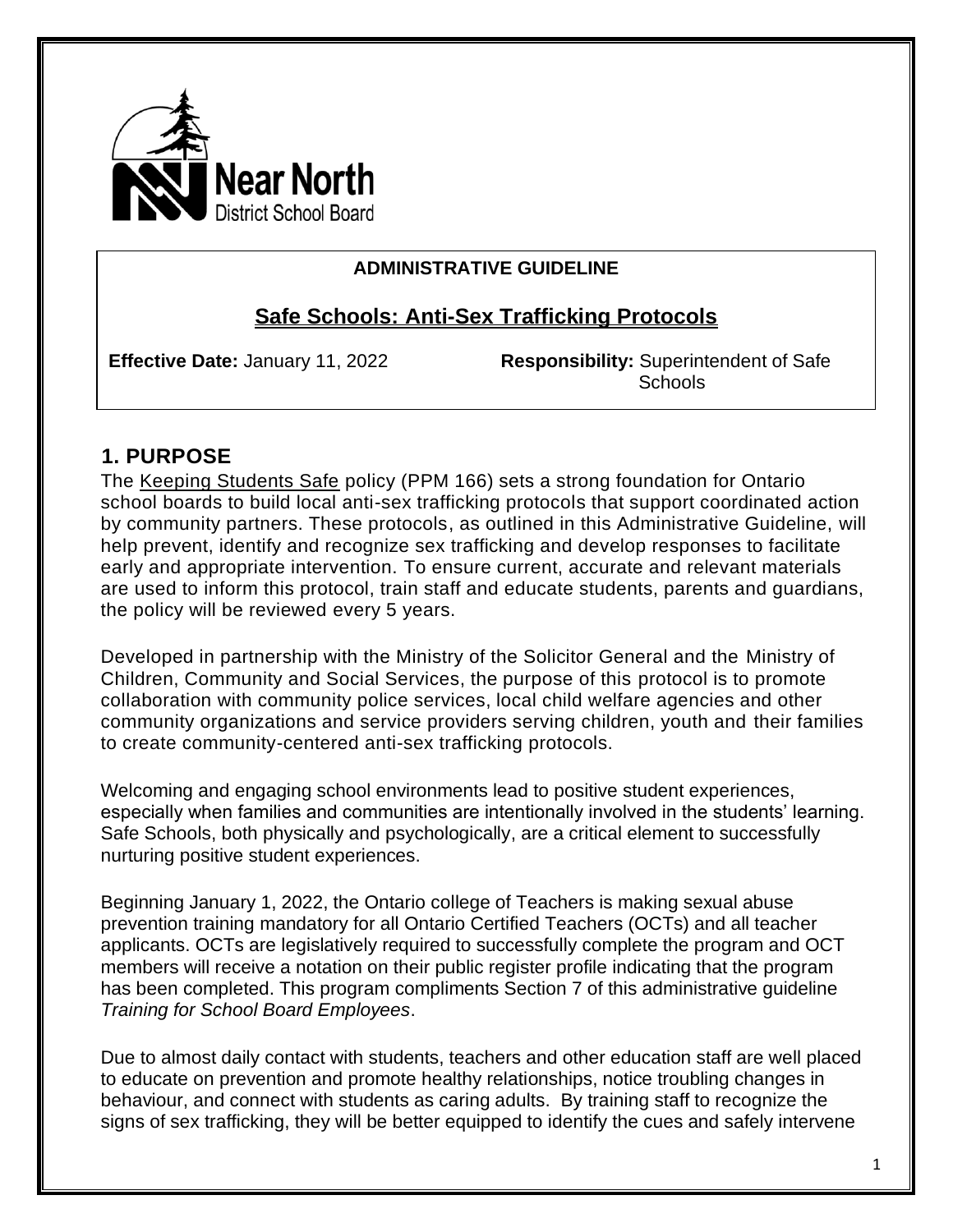Near North District School Board

**ADMINISTRATIVE GUIDELINE**

# Safe Schools: Anti-Sex Trafficking Protocols

**Effective Date:** January 11, 2022

**Responsibility:** Superintendent of Safe Schools

## 1. PURPOSE

The Keeping Students Safe policy (PPM 166) sets a strong foundation for Ontario school boards to build local anti-sex trafficking protocols that support coordinated action by community partners. These protocols, as outlined in this Administrative Guideline, will help prevent, identify and recognize sex trafficking and develop responses to facilitate early and appropriate intervention. To ensure current, accurate and relevant materials are used to inform this protocol, train staff and educate students, parents and guardians, the policy will be reviewed every 5 years.

Developed in partnership with the Ministry of the Solicitor General and the Ministry of Children, Community and Social Services, the purpose of this protocol is to promote collaboration with community police services, local child welfare agencies and other community organizations and service providers serving children, youth and their families to create community-centered anti-sex trafficking protocols.

Welcoming and engaging school environments lead to positive student experiences, especially when families and communities are intentionally involved in the students' learning. Safe Schools, both physically and psychologically, are a critical element to successfully nurturing positive student experiences.

Beginning January 1, 2022, the Ontario college of Teachers is making sexual abuse prevention training mandatory for all Ontario Certified Teachers (OCTs) and all teacher applicants. OCTs are legislatively required to successfully complete the program and OCT members will receive a notation on their public register profile indicating that the program has been completed. This program compliments Section 7 of this administrative guideline *Training for School Board Employees*.

Due to almost daily contact with students, teachers and other education staff are well placed to educate on prevention and promote healthy relationships, notice troubling changes in behaviour, and connect with students as caring adults. By training staff to recognize the signs of sex trafficking, they will be better equipped to identify the cues and safely intervene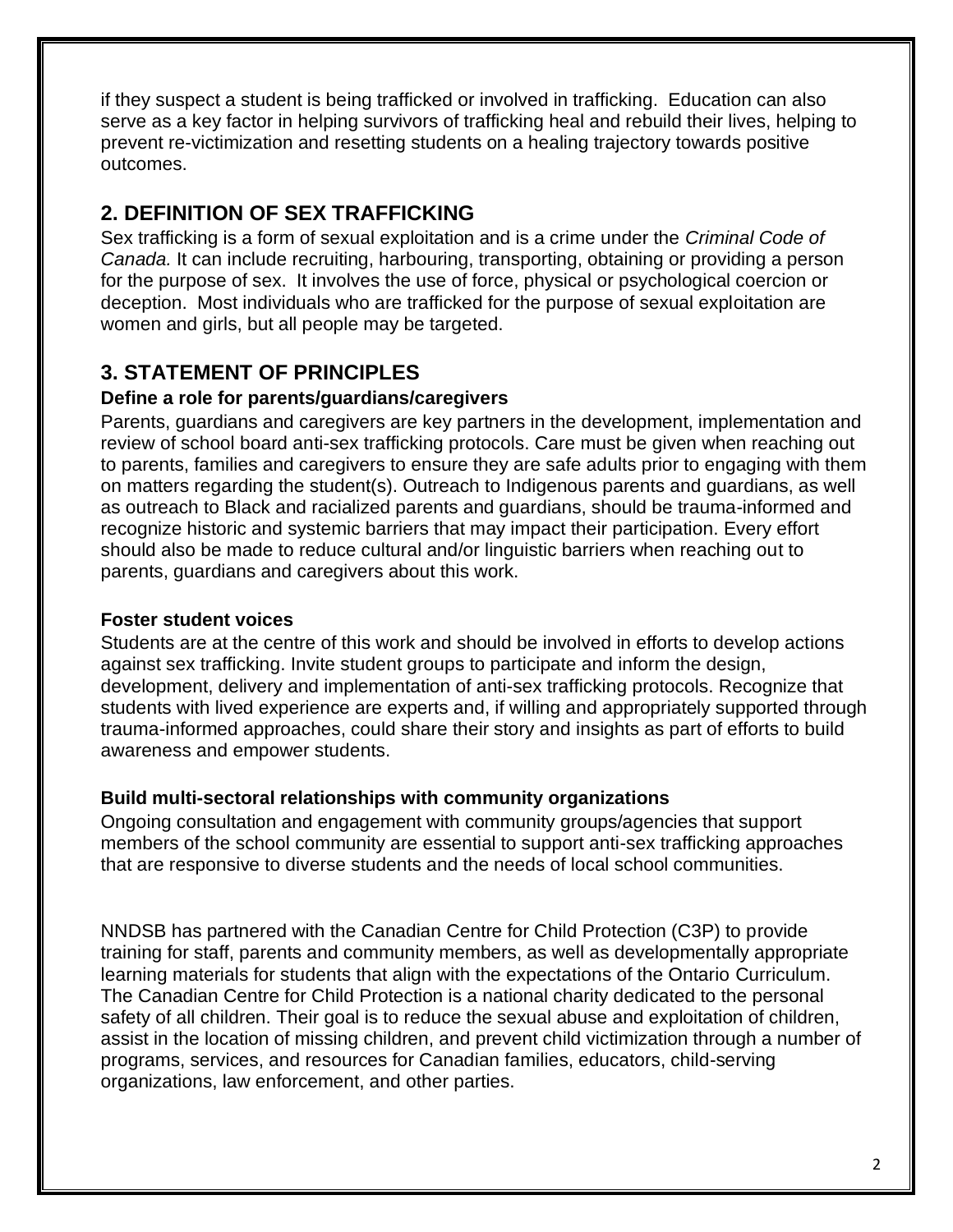if they suspect a student is being trafficked or involved in trafficking. Education can also serve as a key factor in helping survivors of trafficking heal and rebuild their lives, helping to prevent re-victimization and resetting students on a healing trajectory towards positive outcomes.

## 2. DEFINITION OF SEX TRAFFICKING

Sex trafficking is a form of sexual exploitation and is a crime under the *Criminal Code of Canada.* It can include recruiting, harbouring, transporting, obtaining or providing a person for the purpose of sex. It involves the use of force, physical or psychological coercion or deception. Most individuals who are trafficked for the purpose of sexual exploitation are women and girls, but all people may be targeted.

## 3. STATEMENT OF PRINCIPLES

### Define a role for parents/guardians/caregivers

Parents, guardians and caregivers are key partners in the development, implementation and review of school board anti-sex trafficking protocols. Care must be given when reaching out to parents, families and caregivers to ensure they are safe adults prior to engaging with them on matters regarding the student(s). Outreach to Indigenous parents and guardians, as well as outreach to Black and racialized parents and guardians, should be trauma-informed and recognize historic and systemic barriers that may impact their participation. Every effort should also be made to reduce cultural and/or linguistic barriers when reaching out to parents, guardians and caregivers about this work.

### Foster student voices

Students are at the centre of this work and should be involved in efforts to develop actions against sex trafficking. Invite student groups to participate and inform the design, development, delivery and implementation of anti-sex trafficking protocols. Recognize that students with lived experience are experts and, if willing and appropriately supported through trauma-informed approaches, could share their story and insights as part of efforts to build awareness and empower students.

### Build multi-sectoral relationships with community organizations

Ongoing consultation and engagement with community groups/agencies that support members of the school community are essential to support anti-sex trafficking approaches that are responsive to diverse students and the needs of local school communities.

NNDSB has partnered with the Canadian Centre for Child Protection (C3P) to provide training for staff, parents and community members, as well as developmentally appropriate learning materials for students that align with the expectations of the Ontario Curriculum. The Canadian Centre for Child Protection is a national charity dedicated to the personal safety of all children. Their goal is to reduce the sexual abuse and exploitation of children, assist in the location of missing children, and prevent child victimization through a number of programs, services, and resources for Canadian families, educators, child-serving organizations, law enforcement, and other parties.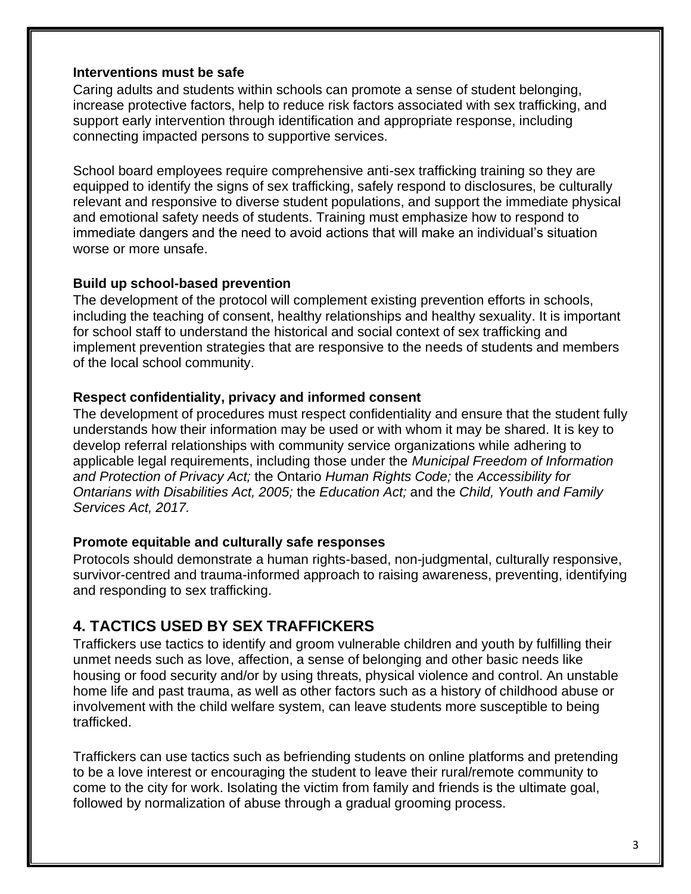**Interventions must be safe**

Caring adults and students within schools can promote a sense of student belonging, increase protective factors, help to reduce risk factors associated with sex trafficking, and support early intervention through identification and appropriate response, including connecting impacted persons to supportive services.

School board employees require comprehensive anti-sex trafficking training so they are equipped to identify the signs of sex trafficking, safely respond to disclosures, be culturally relevant and responsive to diverse student populations, and support the immediate physical and emotional safety needs of students. Training must emphasize how to respond to immediate dangers and the need to avoid actions that will make an individual's situation worse or more unsafe.

**Build up school-based prevention**

The development of the protocol will complement existing prevention efforts in schools, including the teaching of consent, healthy relationships and healthy sexuality. It is important for school staff to understand the historical and social context of sex trafficking and implement prevention strategies that are responsive to the needs of students and members of the local school community.

**Respect confidentiality, privacy and informed consent**

The development of procedures must respect confidentiality and ensure that the student fully understands how their information may be used or with whom it may be shared. It is key to develop referral relationships with community service organizations while adhering to applicable legal requirements, including those under the *Municipal Freedom of Information and Protection of Privacy Act;* the Ontario *Human Rights Code;* the *Accessibility for Ontarians with Disabilities Act, 2005;* the *Education Act;* and the *Child, Youth and Family Services Act, 2017.*

**Promote equitable and culturally safe responses**

Protocols should demonstrate a human rights-based, non-judgmental, culturally responsive, survivor-centred and trauma-informed approach to raising awareness, preventing, identifying and responding to sex trafficking.

## 4. TACTICS USED BY SEX TRAFFICKERS

Traffickers use tactics to identify and groom vulnerable children and youth by fulfilling their unmet needs such as love, affection, a sense of belonging and other basic needs like housing or food security and/or by using threats, physical violence and control. An unstable home life and past trauma, as well as other factors such as a history of childhood abuse or involvement with the child welfare system, can leave students more susceptible to being trafficked.

Traffickers can use tactics such as befriending students on online platforms and pretending to be a love interest or encouraging the student to leave their rural/remote community to come to the city for work. Isolating the victim from family and friends is the ultimate goal, followed by normalization of abuse through a gradual grooming process.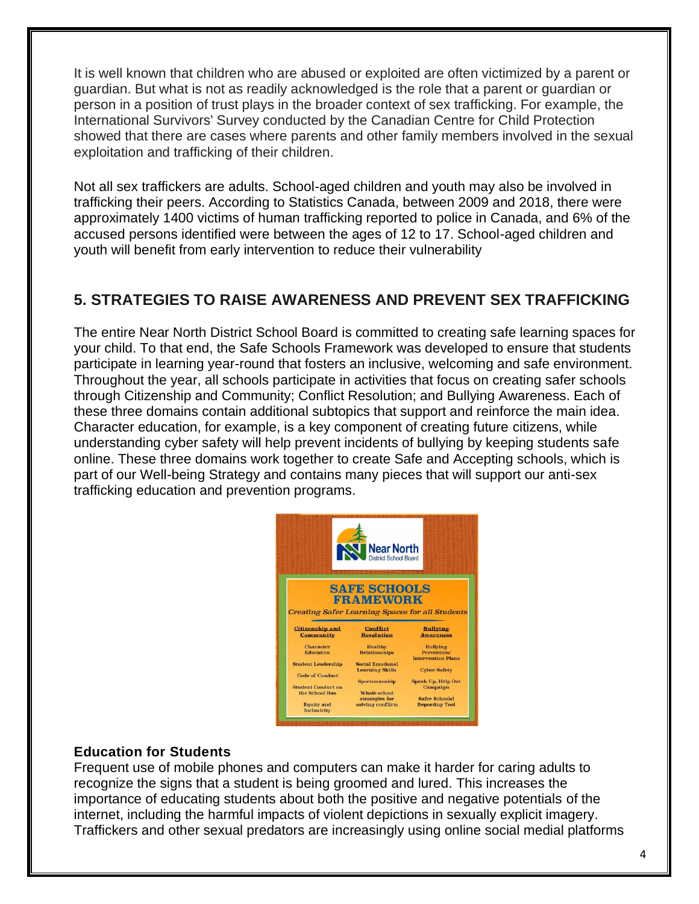It is well known that children who are abused or exploited are often victimized by a parent or guardian. But what is not as readily acknowledged is the role that a parent or guardian or person in a position of trust plays in the broader context of sex trafficking. For example, the International Survivors' Survey conducted by the Canadian Centre for Child Protection showed that there are cases where parents and other family members involved in the sexual exploitation and trafficking of their children.

Not all sex traffickers are adults. School-aged children and youth may also be involved in trafficking their peers. According to Statistics Canada, between 2009 and 2018, there were approximately 1400 victims of human trafficking reported to police in Canada, and 6% of the accused persons identified were between the ages of 12 to 17. School-aged children and youth will benefit from early intervention to reduce their vulnerability

## 5. STRATEGIES TO RAISE AWARENESS AND PREVENT SEX TRAFFICKING

The entire Near North District School Board is committed to creating safe learning spaces for your child. To that end, the Safe Schools Framework was developed to ensure that students participate in learning year-round that fosters an inclusive, welcoming and safe environment. Throughout the year, all schools participate in activities that focus on creating safer schools through Citizenship and Community; Conflict Resolution; and Bullying Awareness. Each of these three domains contain additional subtopics that support and reinforce the main idea. Character education, for example, is a key component of creating future citizens, while understanding cyber safety will help prevent incidents of bullying by keeping students safe online. These three domains work together to create Safe and Accepting schools, which is part of our Well-being Strategy and contains many pieces that will support our anti-sex trafficking education and prevention programs.

Near North District School Board

**SAFE SCHOOLS FRAMEWORK**

*Creating Safer Learning Spaces for all Students*

| Citizenship and Community | Conflict Resolution | Bullying Awareness |
| --- | --- | --- |
| Character Education | Healthy Relationships | Bullying Prevention/ Intervention Plans |
| Student Leadership | Social Emotional Learning Skills | Cyber-Safety |
| Code of Conduct | Sportsmanship | Speak Up, Help Out Campaign |
| Student Conduct on the School Bus | Whole-school strategies for solving conflicts | Safer Schools! Reporting Tool |
| Equity and Inclusivity | | |

**Education for Students**

Frequent use of mobile phones and computers can make it harder for caring adults to recognize the signs that a student is being groomed and lured. This increases the importance of educating students about both the positive and negative potentials of the internet, including the harmful impacts of violent depictions in sexually explicit imagery. Traffickers and other sexual predators are increasingly using online social medial platforms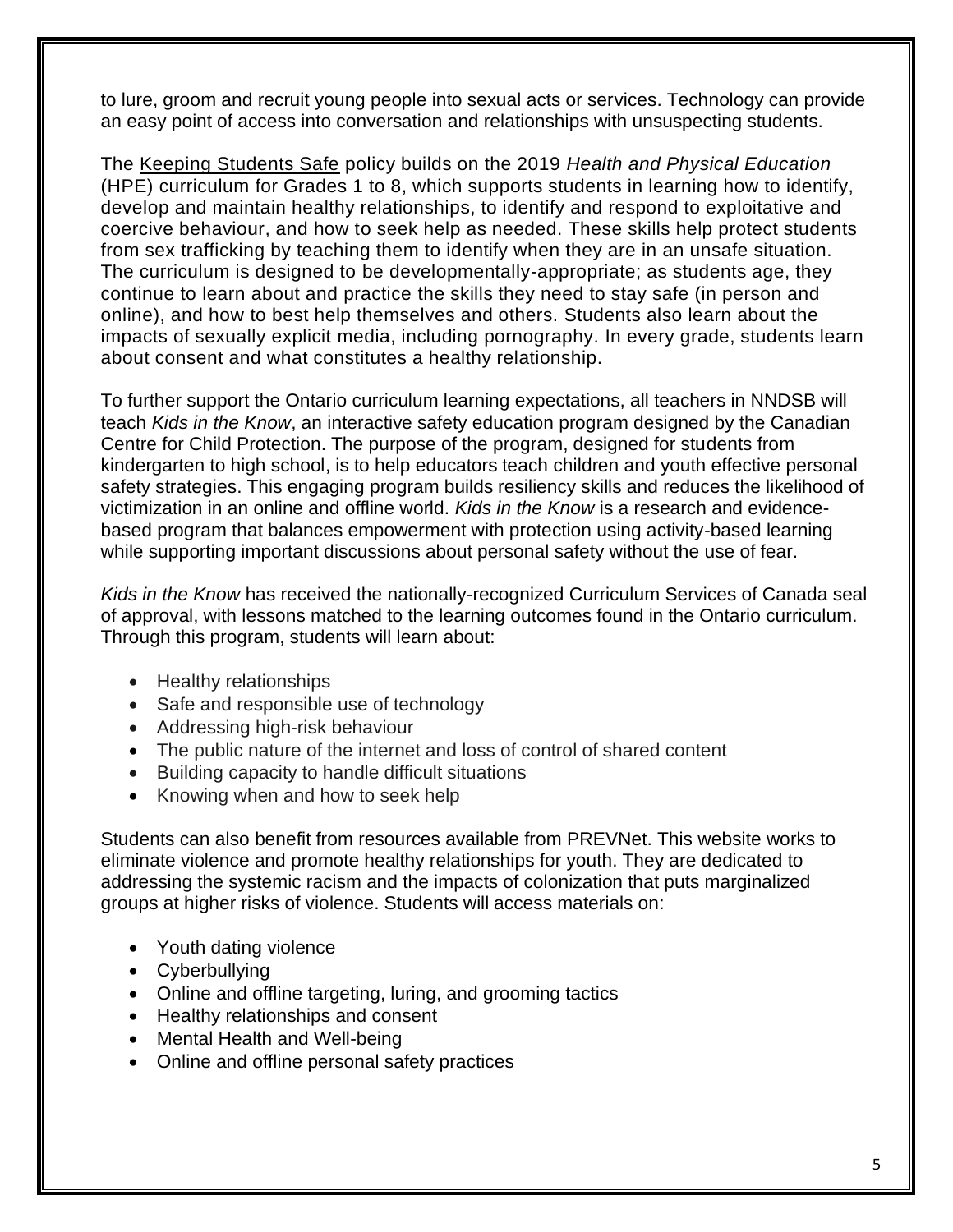to lure, groom and recruit young people into sexual acts or services. Technology can provide an easy point of access into conversation and relationships with unsuspecting students.

The Keeping Students Safe policy builds on the 2019 *Health and Physical Education* (HPE) curriculum for Grades 1 to 8, which supports students in learning how to identify, develop and maintain healthy relationships, to identify and respond to exploitative and coercive behaviour, and how to seek help as needed. These skills help protect students from sex trafficking by teaching them to identify when they are in an unsafe situation. The curriculum is designed to be developmentally-appropriate; as students age, they continue to learn about and practice the skills they need to stay safe (in person and online), and how to best help themselves and others. Students also learn about the impacts of sexually explicit media, including pornography. In every grade, students learn about consent and what constitutes a healthy relationship.

To further support the Ontario curriculum learning expectations, all teachers in NNDSB will teach *Kids in the Know*, an interactive safety education program designed by the Canadian Centre for Child Protection. The purpose of the program, designed for students from kindergarten to high school, is to help educators teach children and youth effective personal safety strategies. This engaging program builds resiliency skills and reduces the likelihood of victimization in an online and offline world. *Kids in the Know* is a research and evidence-based program that balances empowerment with protection using activity-based learning while supporting important discussions about personal safety without the use of fear.

*Kids in the Know* has received the nationally-recognized Curriculum Services of Canada seal of approval, with lessons matched to the learning outcomes found in the Ontario curriculum. Through this program, students will learn about:

- Healthy relationships
- Safe and responsible use of technology
- Addressing high-risk behaviour
- The public nature of the internet and loss of control of shared content
- Building capacity to handle difficult situations
- Knowing when and how to seek help

Students can also benefit from resources available from PREVNet. This website works to eliminate violence and promote healthy relationships for youth. They are dedicated to addressing the systemic racism and the impacts of colonization that puts marginalized groups at higher risks of violence. Students will access materials on:

- Youth dating violence
- Cyberbullying
- Online and offline targeting, luring, and grooming tactics
- Healthy relationships and consent
- Mental Health and Well-being
- Online and offline personal safety practices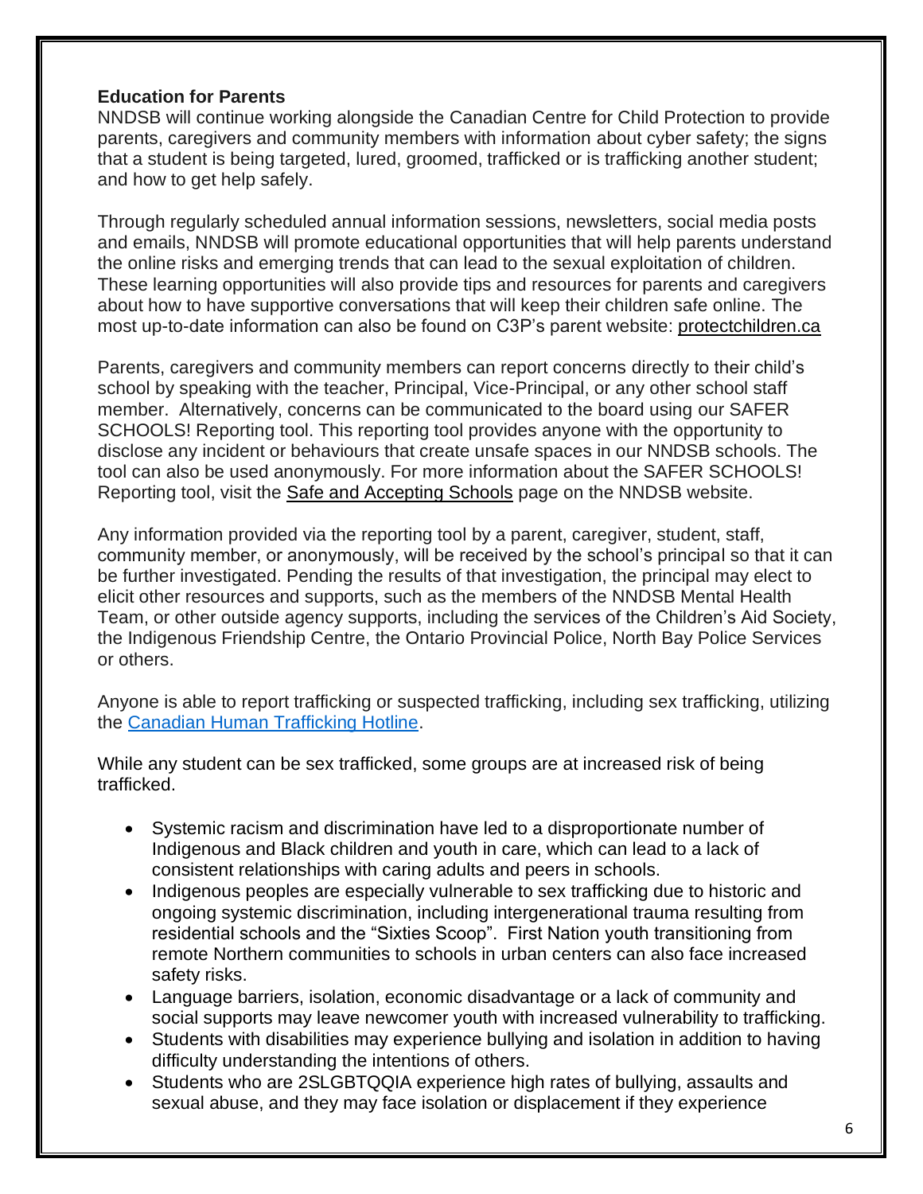**Education for Parents**

NNDSB will continue working alongside the Canadian Centre for Child Protection to provide parents, caregivers and community members with information about cyber safety; the signs that a student is being targeted, lured, groomed, trafficked or is trafficking another student; and how to get help safely.

Through regularly scheduled annual information sessions, newsletters, social media posts and emails, NNDSB will promote educational opportunities that will help parents understand the online risks and emerging trends that can lead to the sexual exploitation of children. These learning opportunities will also provide tips and resources for parents and caregivers about how to have supportive conversations that will keep their children safe online. The most up-to-date information can also be found on C3P's parent website: protectchildren.ca

Parents, caregivers and community members can report concerns directly to their child's school by speaking with the teacher, Principal, Vice-Principal, or any other school staff member. Alternatively, concerns can be communicated to the board using our SAFER SCHOOLS! Reporting tool. This reporting tool provides anyone with the opportunity to disclose any incident or behaviours that create unsafe spaces in our NNDSB schools. The tool can also be used anonymously. For more information about the SAFER SCHOOLS! Reporting tool, visit the Safe and Accepting Schools page on the NNDSB website.

Any information provided via the reporting tool by a parent, caregiver, student, staff, community member, or anonymously, will be received by the school's principal so that it can be further investigated. Pending the results of that investigation, the principal may elect to elicit other resources and supports, such as the members of the NNDSB Mental Health Team, or other outside agency supports, including the services of the Children's Aid Society, the Indigenous Friendship Centre, the Ontario Provincial Police, North Bay Police Services or others.

Anyone is able to report trafficking or suspected trafficking, including sex trafficking, utilizing the Canadian Human Trafficking Hotline.

While any student can be sex trafficked, some groups are at increased risk of being trafficked.

- Systemic racism and discrimination have led to a disproportionate number of Indigenous and Black children and youth in care, which can lead to a lack of consistent relationships with caring adults and peers in schools.
- Indigenous peoples are especially vulnerable to sex trafficking due to historic and ongoing systemic discrimination, including intergenerational trauma resulting from residential schools and the "Sixties Scoop". First Nation youth transitioning from remote Northern communities to schools in urban centers can also face increased safety risks.
- Language barriers, isolation, economic disadvantage or a lack of community and social supports may leave newcomer youth with increased vulnerability to trafficking.
- Students with disabilities may experience bullying and isolation in addition to having difficulty understanding the intentions of others.
- Students who are 2SLGBTQQIA experience high rates of bullying, assaults and sexual abuse, and they may face isolation or displacement if they experience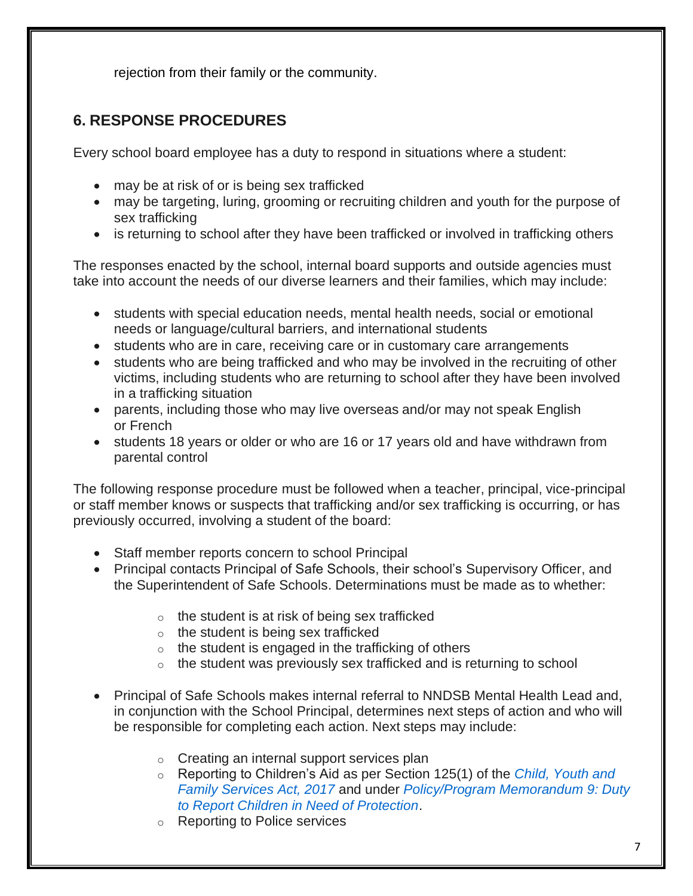rejection from their family or the community.

## 6. RESPONSE PROCEDURES

Every school board employee has a duty to respond in situations where a student:

- may be at risk of or is being sex trafficked
- may be targeting, luring, grooming or recruiting children and youth for the purpose of sex trafficking
- is returning to school after they have been trafficked or involved in trafficking others

The responses enacted by the school, internal board supports and outside agencies must take into account the needs of our diverse learners and their families, which may include:

- students with special education needs, mental health needs, social or emotional needs or language/cultural barriers, and international students
- students who are in care, receiving care or in customary care arrangements
- students who are being trafficked and who may be involved in the recruiting of other victims, including students who are returning to school after they have been involved in a trafficking situation
- parents, including those who may live overseas and/or may not speak English or French
- students 18 years or older or who are 16 or 17 years old and have withdrawn from parental control

The following response procedure must be followed when a teacher, principal, vice-principal or staff member knows or suspects that trafficking and/or sex trafficking is occurring, or has previously occurred, involving a student of the board:

- Staff member reports concern to school Principal
- Principal contacts Principal of Safe Schools, their school's Supervisory Officer, and the Superintendent of Safe Schools. Determinations must be made as to whether:
  - the student is at risk of being sex trafficked
  - the student is being sex trafficked
  - the student is engaged in the trafficking of others
  - the student was previously sex trafficked and is returning to school
- Principal of Safe Schools makes internal referral to NNDSB Mental Health Lead and, in conjunction with the School Principal, determines next steps of action and who will be responsible for completing each action. Next steps may include:
  - Creating an internal support services plan
  - Reporting to Children's Aid as per Section 125(1) of the *Child, Youth and Family Services Act, 2017* and under *Policy/Program Memorandum 9: Duty to Report Children in Need of Protection*.
  - Reporting to Police services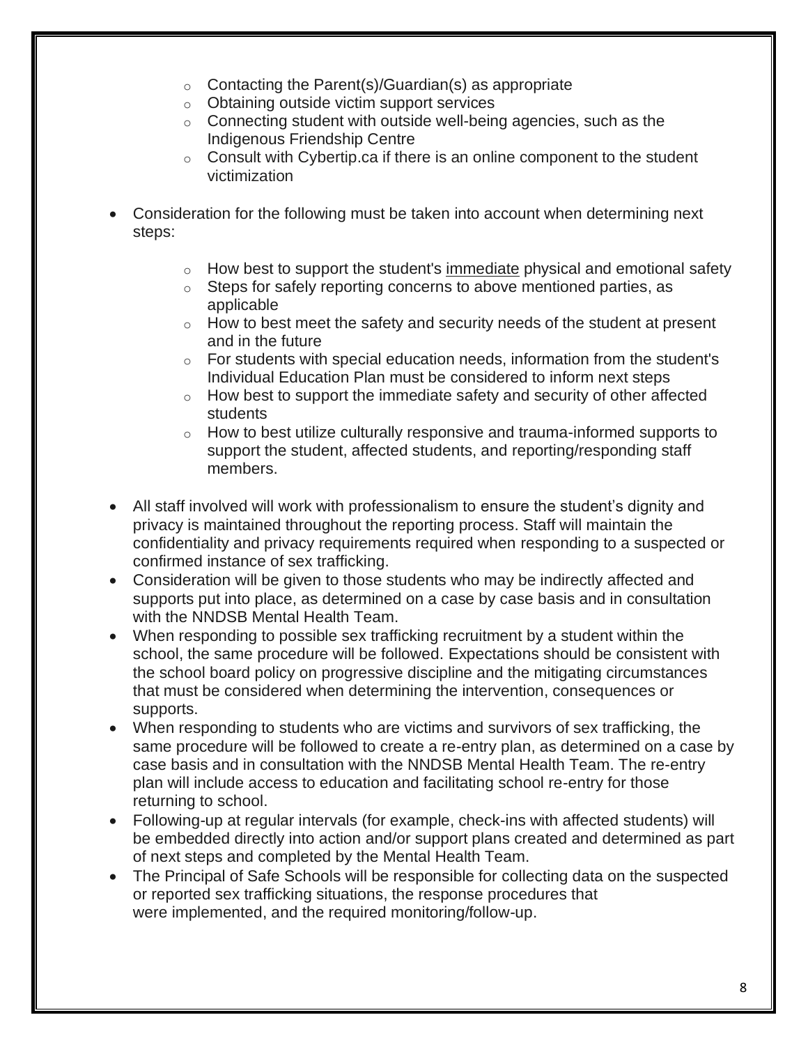- Contacting the Parent(s)/Guardian(s) as appropriate
  - Obtaining outside victim support services
  - Connecting student with outside well-being agencies, such as the Indigenous Friendship Centre
  - Consult with Cybertip.ca if there is an online component to the student victimization

- Consideration for the following must be taken into account when determining next steps:

  - How best to support the student's <u>immediate</u> physical and emotional safety
  - Steps for safely reporting concerns to above mentioned parties, as applicable
  - How to best meet the safety and security needs of the student at present and in the future
  - For students with special education needs, information from the student's Individual Education Plan must be considered to inform next steps
  - How best to support the immediate safety and security of other affected students
  - How to best utilize culturally responsive and trauma-informed supports to support the student, affected students, and reporting/responding staff members.

- All staff involved will work with professionalism to ensure the student's dignity and privacy is maintained throughout the reporting process. Staff will maintain the confidentiality and privacy requirements required when responding to a suspected or confirmed instance of sex trafficking.
- Consideration will be given to those students who may be indirectly affected and supports put into place, as determined on a case by case basis and in consultation with the NNDSB Mental Health Team.
- When responding to possible sex trafficking recruitment by a student within the school, the same procedure will be followed. Expectations should be consistent with the school board policy on progressive discipline and the mitigating circumstances that must be considered when determining the intervention, consequences or supports.
- When responding to students who are victims and survivors of sex trafficking, the same procedure will be followed to create a re-entry plan, as determined on a case by case basis and in consultation with the NNDSB Mental Health Team. The re-entry plan will include access to education and facilitating school re-entry for those returning to school.
- Following-up at regular intervals (for example, check-ins with affected students) will be embedded directly into action and/or support plans created and determined as part of next steps and completed by the Mental Health Team.
- The Principal of Safe Schools will be responsible for collecting data on the suspected or reported sex trafficking situations, the response procedures that were implemented, and the required monitoring/follow-up.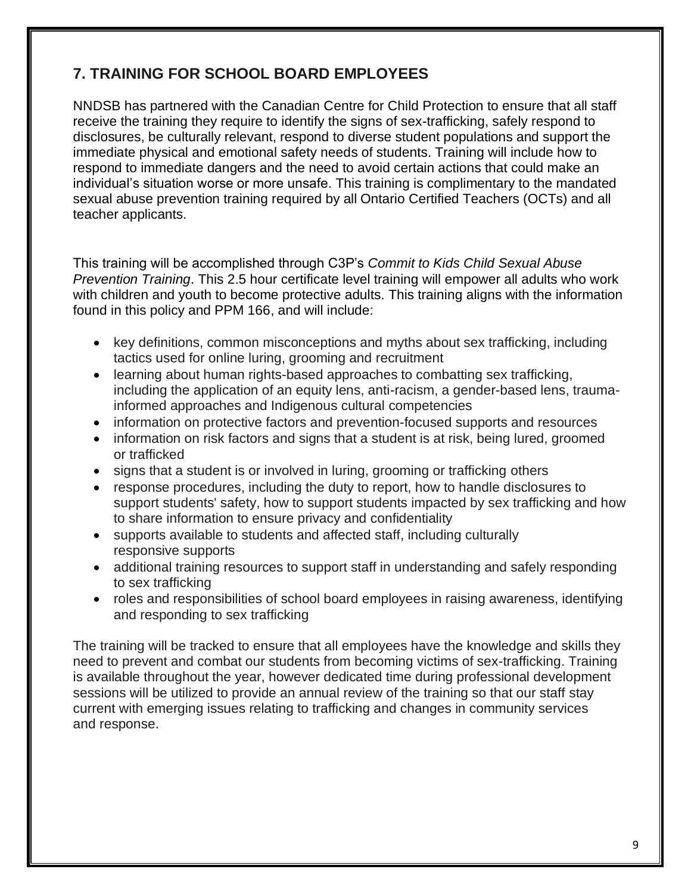## 7. TRAINING FOR SCHOOL BOARD EMPLOYEES

NNDSB has partnered with the Canadian Centre for Child Protection to ensure that all staff receive the training they require to identify the signs of sex-trafficking, safely respond to disclosures, be culturally relevant, respond to diverse student populations and support the immediate physical and emotional safety needs of students. Training will include how to respond to immediate dangers and the need to avoid certain actions that could make an individual's situation worse or more unsafe. This training is complimentary to the mandated sexual abuse prevention training required by all Ontario Certified Teachers (OCTs) and all teacher applicants.

This training will be accomplished through C3P's *Commit to Kids Child Sexual Abuse Prevention Training*. This 2.5 hour certificate level training will empower all adults who work with children and youth to become protective adults. This training aligns with the information found in this policy and PPM 166, and will include:

- key definitions, common misconceptions and myths about sex trafficking, including tactics used for online luring, grooming and recruitment
- learning about human rights-based approaches to combatting sex trafficking, including the application of an equity lens, anti-racism, a gender-based lens, trauma-informed approaches and Indigenous cultural competencies
- information on protective factors and prevention-focused supports and resources
- information on risk factors and signs that a student is at risk, being lured, groomed or trafficked
- signs that a student is or involved in luring, grooming or trafficking others
- response procedures, including the duty to report, how to handle disclosures to support students' safety, how to support students impacted by sex trafficking and how to share information to ensure privacy and confidentiality
- supports available to students and affected staff, including culturally responsive supports
- additional training resources to support staff in understanding and safely responding to sex trafficking
- roles and responsibilities of school board employees in raising awareness, identifying and responding to sex trafficking

The training will be tracked to ensure that all employees have the knowledge and skills they need to prevent and combat our students from becoming victims of sex-trafficking. Training is available throughout the year, however dedicated time during professional development sessions will be utilized to provide an annual review of the training so that our staff stay current with emerging issues relating to trafficking and changes in community services and response.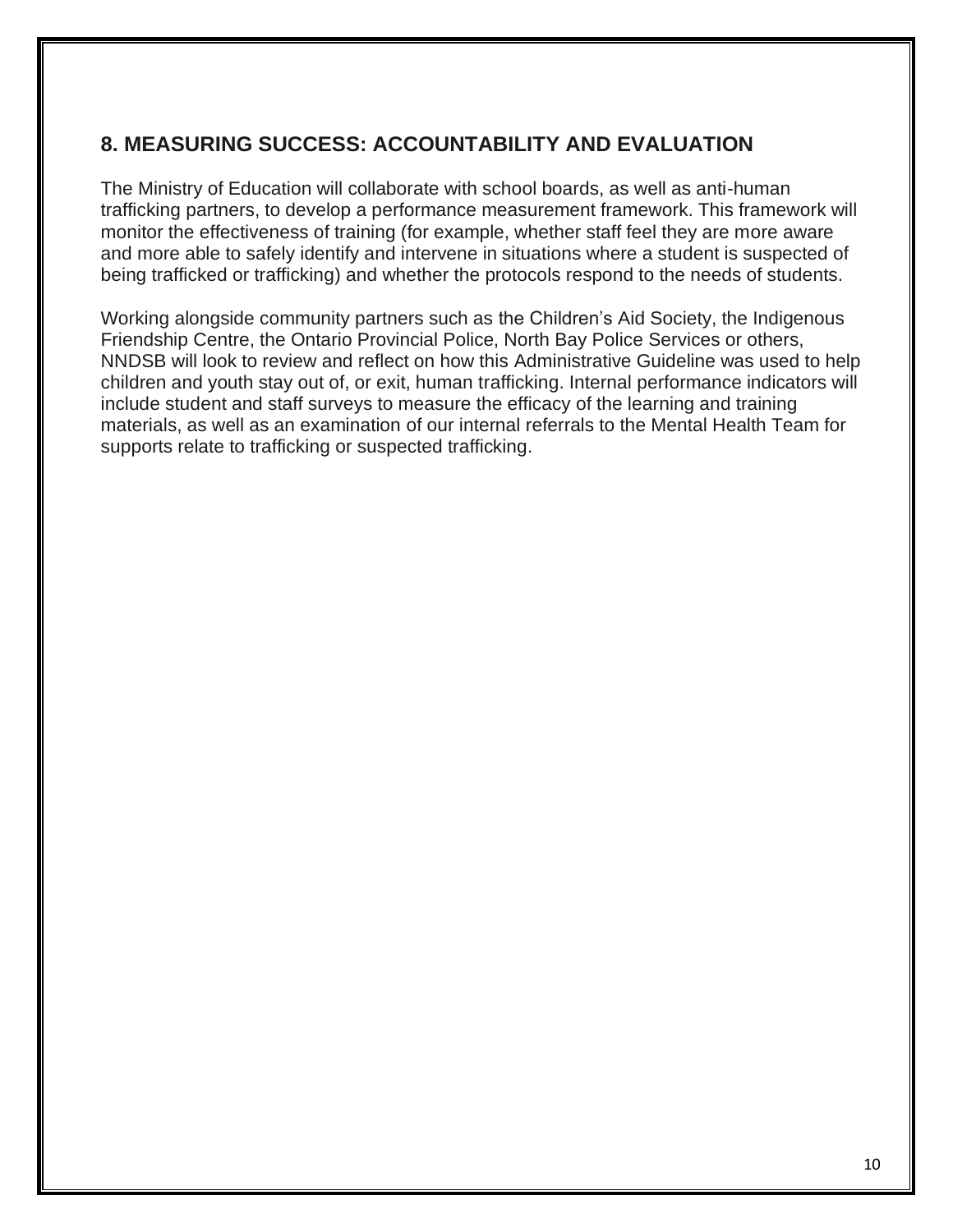## 8. MEASURING SUCCESS: ACCOUNTABILITY AND EVALUATION

The Ministry of Education will collaborate with school boards, as well as anti-human trafficking partners, to develop a performance measurement framework. This framework will monitor the effectiveness of training (for example, whether staff feel they are more aware and more able to safely identify and intervene in situations where a student is suspected of being trafficked or trafficking) and whether the protocols respond to the needs of students.

Working alongside community partners such as the Children's Aid Society, the Indigenous Friendship Centre, the Ontario Provincial Police, North Bay Police Services or others, NNDSB will look to review and reflect on how this Administrative Guideline was used to help children and youth stay out of, or exit, human trafficking. Internal performance indicators will include student and staff surveys to measure the efficacy of the learning and training materials, as well as an examination of our internal referrals to the Mental Health Team for supports relate to trafficking or suspected trafficking.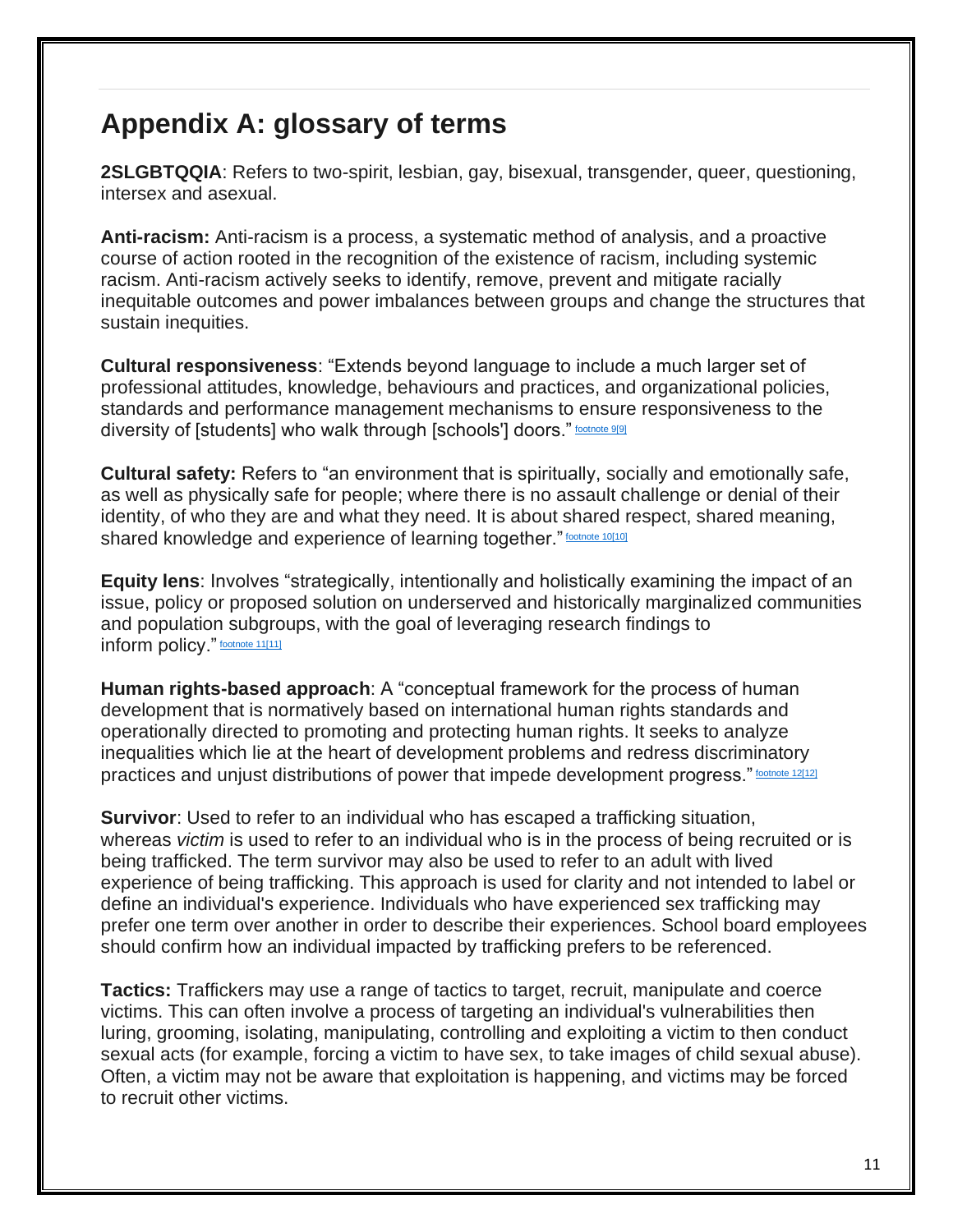## Appendix A: glossary of terms

**2SLGBTQQIA**: Refers to two-spirit, lesbian, gay, bisexual, transgender, queer, questioning, intersex and asexual.

**Anti-racism:** Anti-racism is a process, a systematic method of analysis, and a proactive course of action rooted in the recognition of the existence of racism, including systemic racism. Anti-racism actively seeks to identify, remove, prevent and mitigate racially inequitable outcomes and power imbalances between groups and change the structures that sustain inequities.

**Cultural responsiveness**: "Extends beyond language to include a much larger set of professional attitudes, knowledge, behaviours and practices, and organizational policies, standards and performance management mechanisms to ensure responsiveness to the diversity of [students] who walk through [schools'] doors." footnote 9[9]

**Cultural safety:** Refers to "an environment that is spiritually, socially and emotionally safe, as well as physically safe for people; where there is no assault challenge or denial of their identity, of who they are and what they need. It is about shared respect, shared meaning, shared knowledge and experience of learning together." footnote 10[10]

**Equity lens**: Involves "strategically, intentionally and holistically examining the impact of an issue, policy or proposed solution on underserved and historically marginalized communities and population subgroups, with the goal of leveraging research findings to inform policy." footnote 11[11]

**Human rights-based approach**: A "conceptual framework for the process of human development that is normatively based on international human rights standards and operationally directed to promoting and protecting human rights. It seeks to analyze inequalities which lie at the heart of development problems and redress discriminatory practices and unjust distributions of power that impede development progress." footnote 12[12]

**Survivor**: Used to refer to an individual who has escaped a trafficking situation, whereas *victim* is used to refer to an individual who is in the process of being recruited or is being trafficked. The term survivor may also be used to refer to an adult with lived experience of being trafficking. This approach is used for clarity and not intended to label or define an individual's experience. Individuals who have experienced sex trafficking may prefer one term over another in order to describe their experiences. School board employees should confirm how an individual impacted by trafficking prefers to be referenced.

**Tactics:** Traffickers may use a range of tactics to target, recruit, manipulate and coerce victims. This can often involve a process of targeting an individual's vulnerabilities then luring, grooming, isolating, manipulating, controlling and exploiting a victim to then conduct sexual acts (for example, forcing a victim to have sex, to take images of child sexual abuse). Often, a victim may not be aware that exploitation is happening, and victims may be forced to recruit other victims.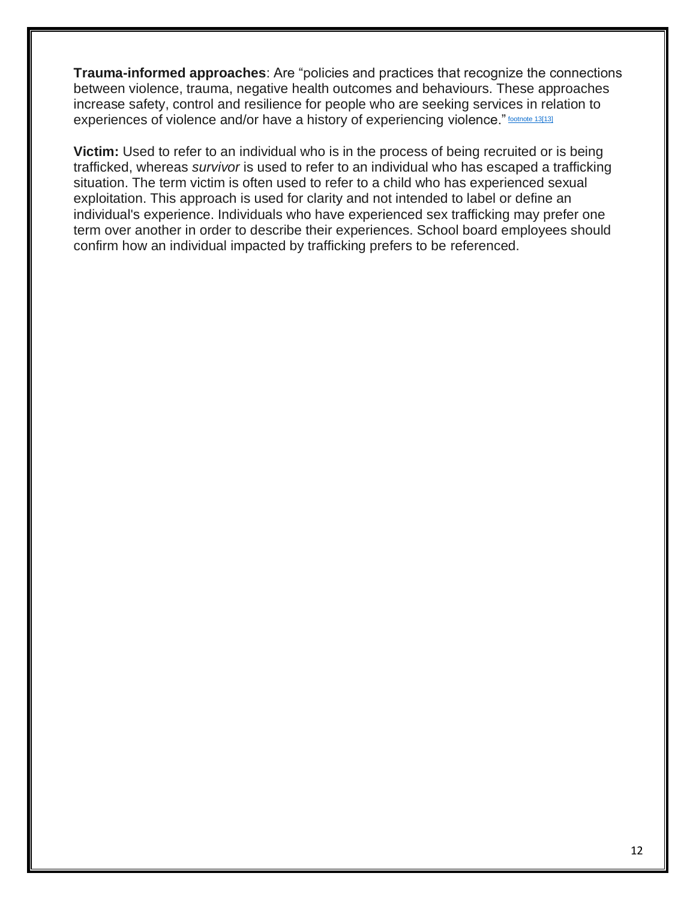**Trauma-informed approaches**: Are "policies and practices that recognize the connections between violence, trauma, negative health outcomes and behaviours. These approaches increase safety, control and resilience for people who are seeking services in relation to experiences of violence and/or have a history of experiencing violence." [footnote 13[13]]

**Victim:** Used to refer to an individual who is in the process of being recruited or is being trafficked, whereas *survivor* is used to refer to an individual who has escaped a trafficking situation. The term victim is often used to refer to a child who has experienced sexual exploitation. This approach is used for clarity and not intended to label or define an individual's experience. Individuals who have experienced sex trafficking may prefer one term over another in order to describe their experiences. School board employees should confirm how an individual impacted by trafficking prefers to be referenced.